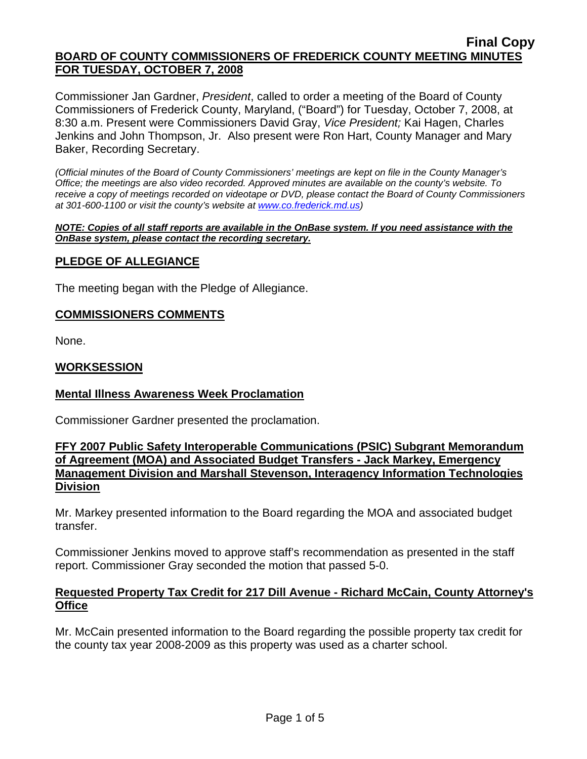**Final Copy**

# BOARD OF COUNTY COMMISSIONERS OF FREDERICK COUNTY MEETING MINUTES FOR TUESDAY, OCTOBER 7, 2008

Commissioner Jan Gardner, *President*, called to order a meeting of the Board of County Commissioners of Frederick County, Maryland, ("Board") for Tuesday, October 7, 2008, at 8:30 a.m. Present were Commissioners David Gray, *Vice President;* Kai Hagen, Charles Jenkins and John Thompson, Jr. Also present were Ron Hart, County Manager and Mary Baker, Recording Secretary.

*(Official minutes of the Board of County Commissioners' meetings are kept on file in the County Manager's Office; the meetings are also video recorded. Approved minutes are available on the county's website. To receive a copy of meetings recorded on videotape or DVD, please contact the Board of County Commissioners at 301-600-1100 or visit the county's website at www.co.frederick.md.us)*

***NOTE: Copies of all staff reports are available in the OnBase system. If you need assistance with the OnBase system, please contact the recording secretary.***

## PLEDGE OF ALLEGIANCE

The meeting began with the Pledge of Allegiance.

## COMMISSIONERS COMMENTS

None.

## WORKSESSION

### Mental Illness Awareness Week Proclamation

Commissioner Gardner presented the proclamation.

### FFY 2007 Public Safety Interoperable Communications (PSIC) Subgrant Memorandum of Agreement (MOA) and Associated Budget Transfers - Jack Markey, Emergency Management Division and Marshall Stevenson, Interagency Information Technologies Division

Mr. Markey presented information to the Board regarding the MOA and associated budget transfer.

Commissioner Jenkins moved to approve staff's recommendation as presented in the staff report. Commissioner Gray seconded the motion that passed 5-0.

### Requested Property Tax Credit for 217 Dill Avenue - Richard McCain, County Attorney's Office

Mr. McCain presented information to the Board regarding the possible property tax credit for the county tax year 2008-2009 as this property was used as a charter school.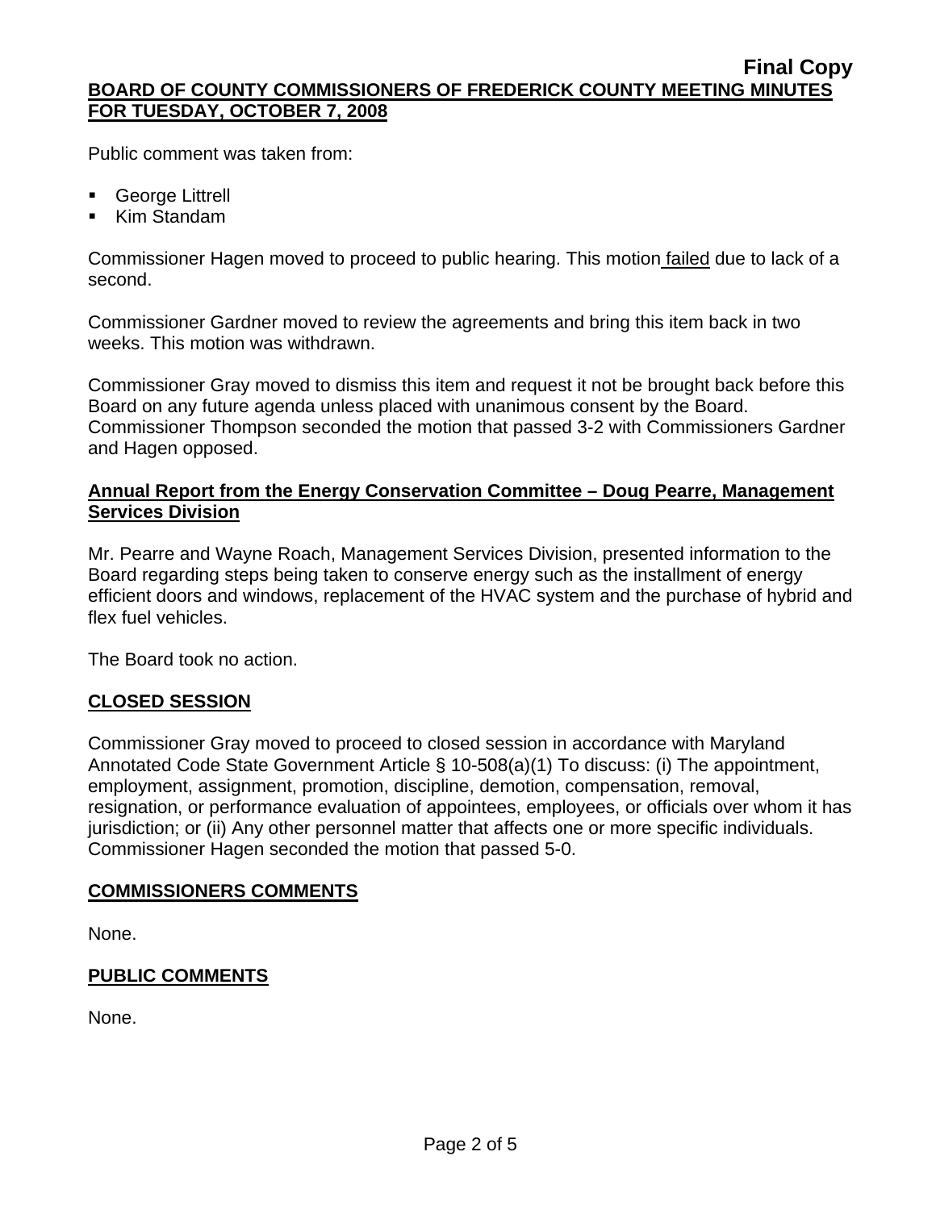Public comment was taken from:

- George Littrell
- Kim Standam

Commissioner Hagen moved to proceed to public hearing. This motion failed due to lack of a second.

Commissioner Gardner moved to review the agreements and bring this item back in two weeks. This motion was withdrawn.

Commissioner Gray moved to dismiss this item and request it not be brought back before this Board on any future agenda unless placed with unanimous consent by the Board. Commissioner Thompson seconded the motion that passed 3-2 with Commissioners Gardner and Hagen opposed.

**Annual Report from the Energy Conservation Committee – Doug Pearre, Management Services Division**

Mr. Pearre and Wayne Roach, Management Services Division, presented information to the Board regarding steps being taken to conserve energy such as the installment of energy efficient doors and windows, replacement of the HVAC system and the purchase of hybrid and flex fuel vehicles.

The Board took no action.

## CLOSED SESSION

Commissioner Gray moved to proceed to closed session in accordance with Maryland Annotated Code State Government Article § 10-508(a)(1) To discuss: (i) The appointment, employment, assignment, promotion, discipline, demotion, compensation, removal, resignation, or performance evaluation of appointees, employees, or officials over whom it has jurisdiction; or (ii) Any other personnel matter that affects one or more specific individuals. Commissioner Hagen seconded the motion that passed 5-0.

## COMMISSIONERS COMMENTS

None.

## PUBLIC COMMENTS

None.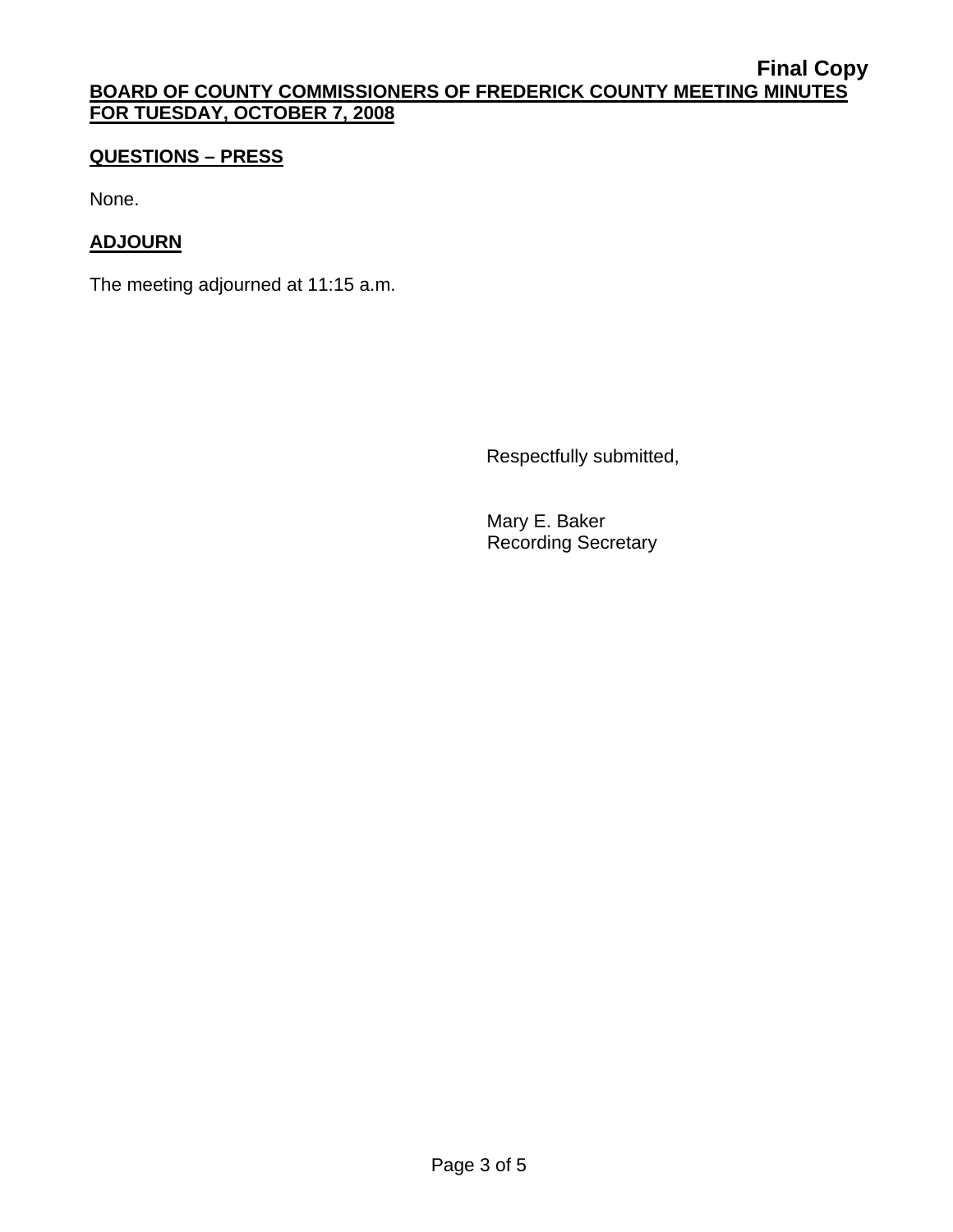## QUESTIONS – PRESS

None.

## ADJOURN

The meeting adjourned at 11:15 a.m.

Respectfully submitted,

Mary E. Baker
Recording Secretary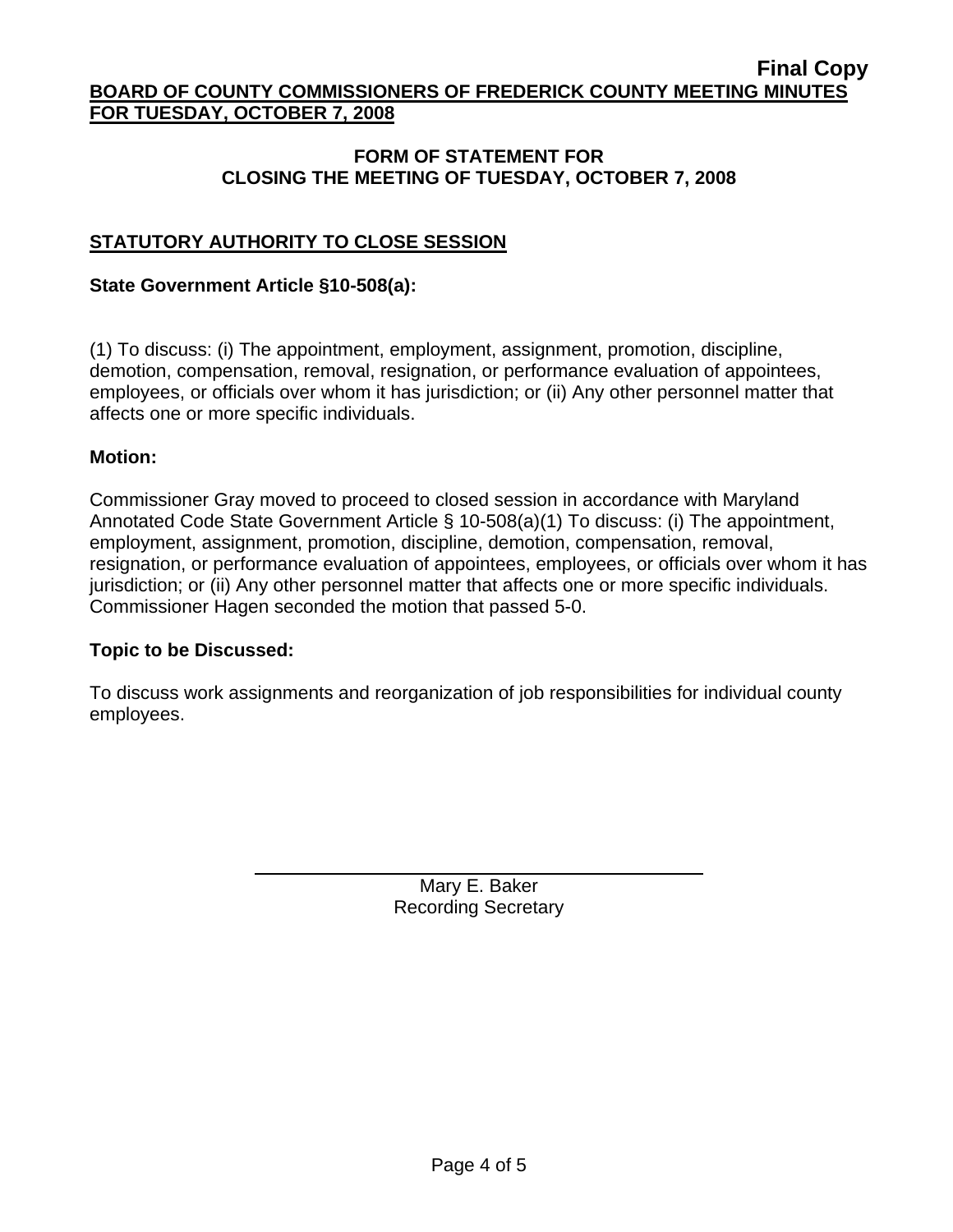**Final Copy**

**BOARD OF COUNTY COMMISSIONERS OF FREDERICK COUNTY MEETING MINUTES FOR TUESDAY, OCTOBER 7, 2008**

## FORM OF STATEMENT FOR CLOSING THE MEETING OF TUESDAY, OCTOBER 7, 2008

### STATUTORY AUTHORITY TO CLOSE SESSION

**State Government Article §10-508(a):**

(1) To discuss: (i) The appointment, employment, assignment, promotion, discipline, demotion, compensation, removal, resignation, or performance evaluation of appointees, employees, or officials over whom it has jurisdiction; or (ii) Any other personnel matter that affects one or more specific individuals.

**Motion:**

Commissioner Gray moved to proceed to closed session in accordance with Maryland Annotated Code State Government Article § 10-508(a)(1) To discuss: (i) The appointment, employment, assignment, promotion, discipline, demotion, compensation, removal, resignation, or performance evaluation of appointees, employees, or officials over whom it has jurisdiction; or (ii) Any other personnel matter that affects one or more specific individuals. Commissioner Hagen seconded the motion that passed 5-0.

**Topic to be Discussed:**

To discuss work assignments and reorganization of job responsibilities for individual county employees.

Mary E. Baker
Recording Secretary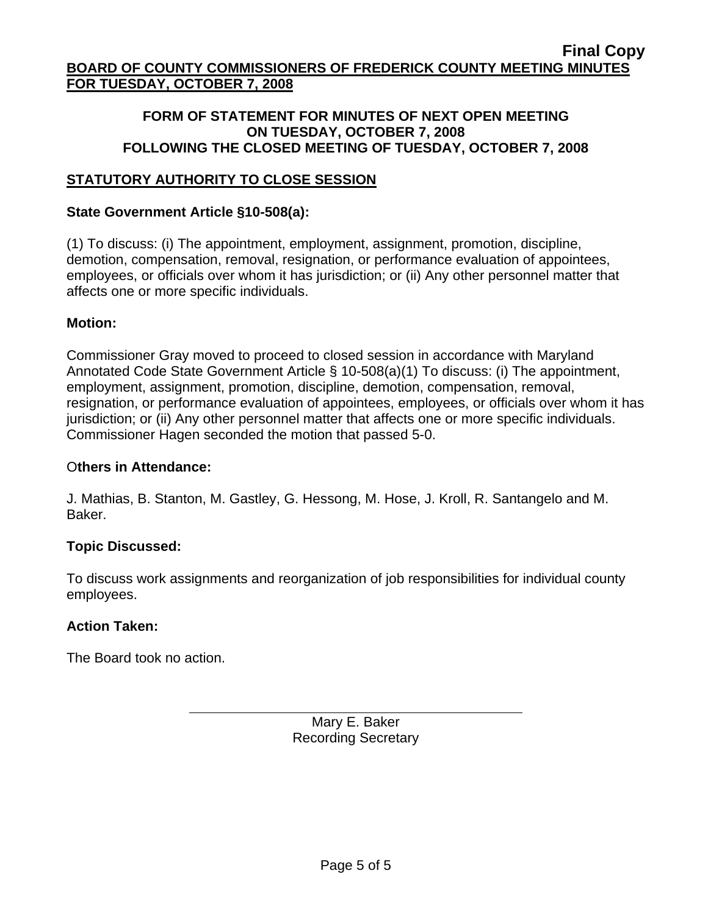**Final Copy**

**BOARD OF COUNTY COMMISSIONERS OF FREDERICK COUNTY MEETING MINUTES FOR TUESDAY, OCTOBER 7, 2008**

**FORM OF STATEMENT FOR MINUTES OF NEXT OPEN MEETING ON TUESDAY, OCTOBER 7, 2008 FOLLOWING THE CLOSED MEETING OF TUESDAY, OCTOBER 7, 2008**

## STATUTORY AUTHORITY TO CLOSE SESSION

**State Government Article §10-508(a):**

(1) To discuss: (i) The appointment, employment, assignment, promotion, discipline, demotion, compensation, removal, resignation, or performance evaluation of appointees, employees, or officials over whom it has jurisdiction; or (ii) Any other personnel matter that affects one or more specific individuals.

**Motion:**

Commissioner Gray moved to proceed to closed session in accordance with Maryland Annotated Code State Government Article § 10-508(a)(1) To discuss: (i) The appointment, employment, assignment, promotion, discipline, demotion, compensation, removal, resignation, or performance evaluation of appointees, employees, or officials over whom it has jurisdiction; or (ii) Any other personnel matter that affects one or more specific individuals. Commissioner Hagen seconded the motion that passed 5-0.

**Others in Attendance:**

J. Mathias, B. Stanton, M. Gastley, G. Hessong, M. Hose, J. Kroll, R. Santangelo and M. Baker.

**Topic Discussed:**

To discuss work assignments and reorganization of job responsibilities for individual county employees.

**Action Taken:**

The Board took no action.

Mary E. Baker
Recording Secretary